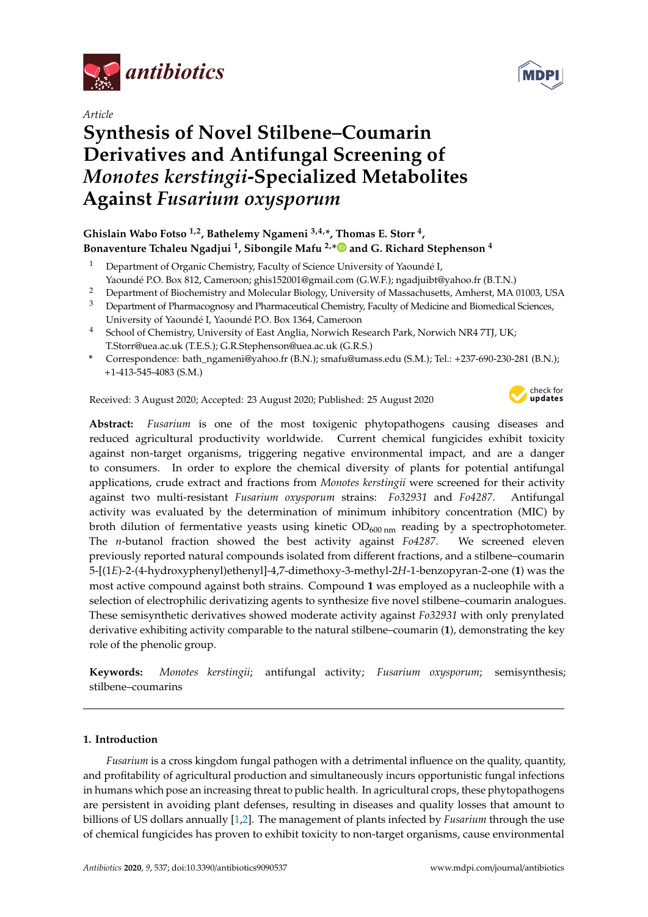Article

# Synthesis of Novel Stilbene–Coumarin Derivatives and Antifungal Screening of *Monotes kerstingii*-Specialized Metabolites Against *Fusarium oxysporum*

**Ghislain Wabo Fotso [1,2], Bathelemy Ngameni [3,4,*], Thomas E. Storr [4], Bonaventure Tchaleu Ngadjui [1], Sibongile Mafu [2,*] and G. Richard Stephenson [4]**

1. Department of Organic Chemistry, Faculty of Science University of Yaoundé I, Yaoundé P.O. Box 812, Cameroon; ghis152001@gmail.com (G.W.F.); ngadjuibt@yahoo.fr (B.T.N.)
2. Department of Biochemistry and Molecular Biology, University of Massachusetts, Amherst, MA 01003, USA
3. Department of Pharmacognosy and Pharmaceutical Chemistry, Faculty of Medicine and Biomedical Sciences, University of Yaoundé I, Yaoundé P.O. Box 1364, Cameroon
4. School of Chemistry, University of East Anglia, Norwich Research Park, Norwich NR4 7TJ, UK; T.Storr@uea.ac.uk (T.E.S.); G.R.Stephenson@uea.ac.uk (G.R.S.)

\* Correspondence: bath_ngameni@yahoo.fr (B.N.); smafu@umass.edu (S.M.); Tel.: +237-690-230-281 (B.N.); +1-413-545-4083 (S.M.)

Received: 3 August 2020; Accepted: 23 August 2020; Published: 25 August 2020

**Abstract:** *Fusarium* is one of the most toxigenic phytopathogens causing diseases and reduced agricultural productivity worldwide. Current chemical fungicides exhibit toxicity against non-target organisms, triggering negative environmental impact, and are a danger to consumers. In order to explore the chemical diversity of plants for potential antifungal applications, crude extract and fractions from *Monotes kerstingii* were screened for their activity against two multi-resistant *Fusarium oxysporum* strains: *Fo32931* and *Fo4287*. Antifungal activity was evaluated by the determination of minimum inhibitory concentration (MIC) by broth dilution of fermentative yeasts using kinetic $OD_{600\ nm}$ reading by a spectrophotometer. The *n*-butanol fraction showed the best activity against *Fo4287*. We screened eleven previously reported natural compounds isolated from different fractions, and a stilbene–coumarin 5-[(1*E*)-2-(4-hydroxyphenyl)ethenyl]-4,7-dimethoxy-3-methyl-2*H*-1-benzopyran-2-one (**1**) was the most active compound against both strains. Compound **1** was employed as a nucleophile with a selection of electrophilic derivatizing agents to synthesize five novel stilbene–coumarin analogues. These semisynthetic derivatives showed moderate activity against *Fo32931* with only prenylated derivative exhibiting activity comparable to the natural stilbene–coumarin (**1**), demonstrating the key role of the phenolic group.

**Keywords:** *Monotes kerstingii*; antifungal activity; *Fusarium oxysporum*; semisynthesis; stilbene–coumarins

## 1. Introduction

*Fusarium* is a cross kingdom fungal pathogen with a detrimental influence on the quality, quantity, and profitability of agricultural production and simultaneously incurs opportunistic fungal infections in humans which pose an increasing threat to public health. In agricultural crops, these phytopathogens are persistent in avoiding plant defenses, resulting in diseases and quality losses that amount to billions of US dollars annually [1,2]. The management of plants infected by *Fusarium* through the use of chemical fungicides has proven to exhibit toxicity to non-target organisms, cause environmental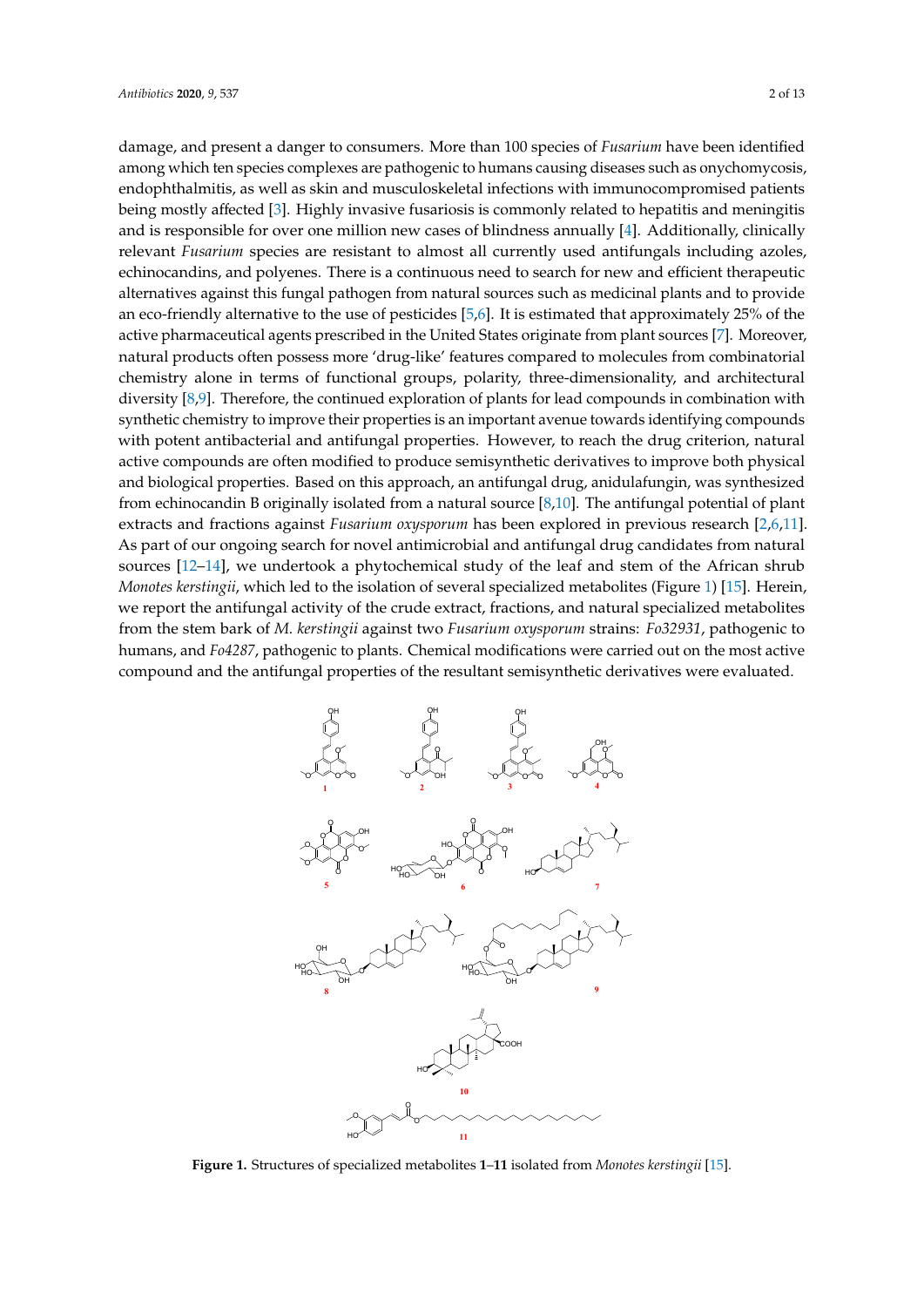damage, and present a danger to consumers. More than 100 species of *Fusarium* have been identified among which ten species complexes are pathogenic to humans causing diseases such as onychomycosis, endophthalmitis, as well as skin and musculoskeletal infections with immunocompromised patients being mostly affected [3]. Highly invasive fusariosis is commonly related to hepatitis and meningitis and is responsible for over one million new cases of blindness annually [4]. Additionally, clinically relevant *Fusarium* species are resistant to almost all currently used antifungals including azoles, echinocandins, and polyenes. There is a continuous need to search for new and efficient therapeutic alternatives against this fungal pathogen from natural sources such as medicinal plants and to provide an eco-friendly alternative to the use of pesticides [5,6]. It is estimated that approximately 25% of the active pharmaceutical agents prescribed in the United States originate from plant sources [7]. Moreover, natural products often possess more 'drug-like' features compared to molecules from combinatorial chemistry alone in terms of functional groups, polarity, three-dimensionality, and architectural diversity [8,9]. Therefore, the continued exploration of plants for lead compounds in combination with synthetic chemistry to improve their properties is an important avenue towards identifying compounds with potent antibacterial and antifungal properties. However, to reach the drug criterion, natural active compounds are often modified to produce semisynthetic derivatives to improve both physical and biological properties. Based on this approach, an antifungal drug, anidulafungin, was synthesized from echinocandin B originally isolated from a natural source [8,10]. The antifungal potential of plant extracts and fractions against *Fusarium oxysporum* has been explored in previous research [2,6,11]. As part of our ongoing search for novel antimicrobial and antifungal drug candidates from natural sources [12–14], we undertook a phytochemical study of the leaf and stem of the African shrub *Monotes kerstingii*, which led to the isolation of several specialized metabolites (Figure 1) [15]. Herein, we report the antifungal activity of the crude extract, fractions, and natural specialized metabolites from the stem bark of *M. kerstingii* against two *Fusarium oxysporum* strains: *Fo32931*, pathogenic to humans, and *Fo4287*, pathogenic to plants. Chemical modifications were carried out on the most active compound and the antifungal properties of the resultant semisynthetic derivatives were evaluated.

**Figure 1.** Structures of specialized metabolites **1**–**11** isolated from *Monotes kerstingii* [15].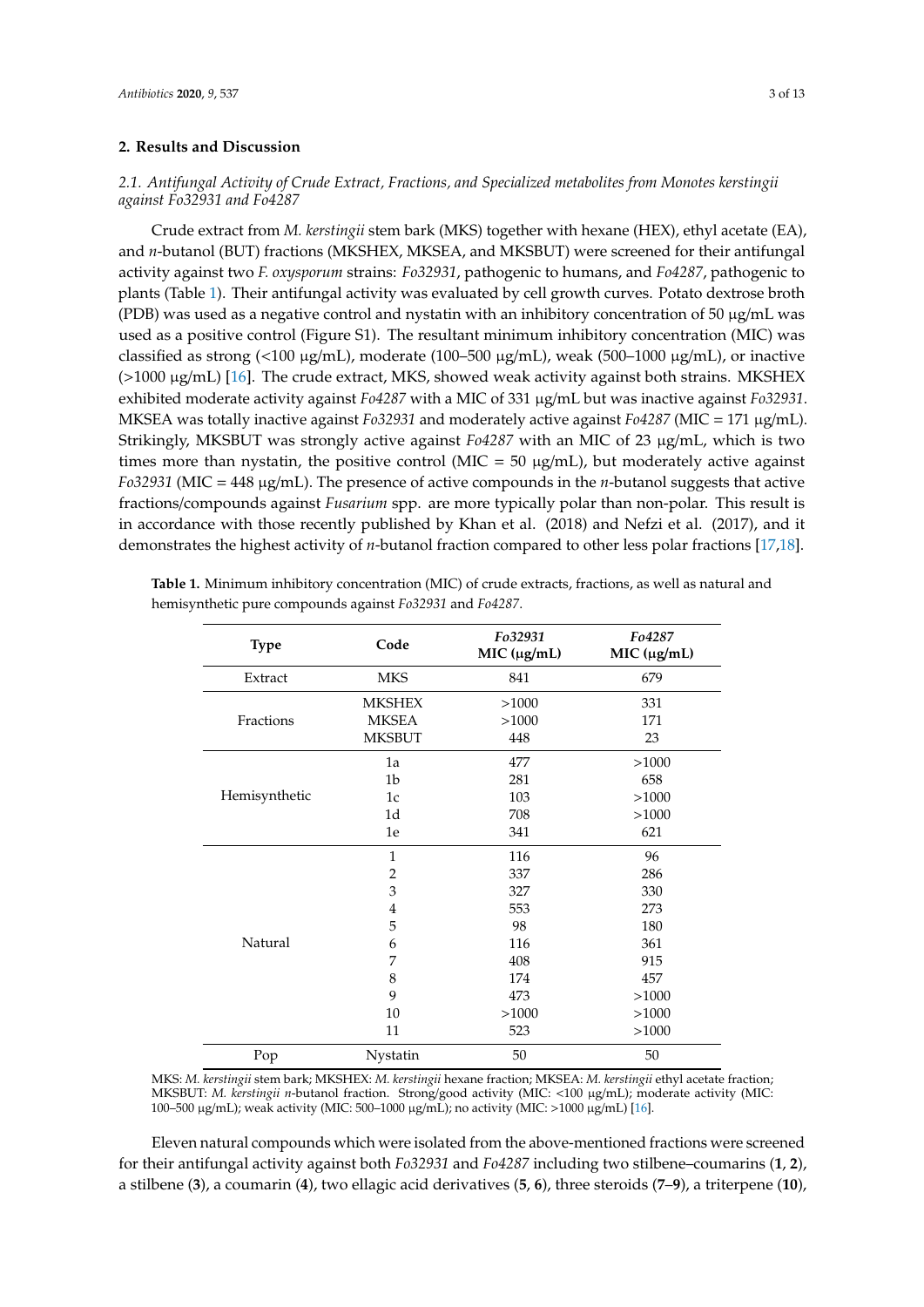## 2. Results and Discussion

### 2.1. Antifungal Activity of Crude Extract, Fractions, and Specialized metabolites from Monotes kerstingii against Fo32931 and Fo4287

Crude extract from *M. kerstingii* stem bark (MKS) together with hexane (HEX), ethyl acetate (EA), and *n*-butanol (BUT) fractions (MKSHEX, MKSEA, and MKSBUT) were screened for their antifungal activity against two *F. oxysporum* strains: *Fo32931*, pathogenic to humans, and *Fo4287*, pathogenic to plants (Table 1). Their antifungal activity was evaluated by cell growth curves. Potato dextrose broth (PDB) was used as a negative control and nystatin with an inhibitory concentration of 50 μg/mL was used as a positive control (Figure S1). The resultant minimum inhibitory concentration (MIC) was classified as strong (<100 μg/mL), moderate (100–500 μg/mL), weak (500–1000 μg/mL), or inactive (>1000 μg/mL) [16]. The crude extract, MKS, showed weak activity against both strains. MKSHEX exhibited moderate activity against *Fo4287* with a MIC of 331 μg/mL but was inactive against *Fo32931*. MKSEA was totally inactive against *Fo32931* and moderately active against *Fo4287* (MIC = 171 μg/mL). Strikingly, MKSBUT was strongly active against *Fo4287* with an MIC of 23 μg/mL, which is two times more than nystatin, the positive control (MIC = 50 μg/mL), but moderately active against *Fo32931* (MIC = 448 μg/mL). The presence of active compounds in the *n*-butanol suggests that active fractions/compounds against *Fusarium* spp. are more typically polar than non-polar. This result is in accordance with those recently published by Khan et al. (2018) and Nefzi et al. (2017), and it demonstrates the highest activity of *n*-butanol fraction compared to other less polar fractions [17,18].

**Table 1.** Minimum inhibitory concentration (MIC) of crude extracts, fractions, as well as natural and hemisynthetic pure compounds against *Fo32931* and *Fo4287*.

| Type | Code | *Fo32931* MIC (μg/mL) | *Fo4287* MIC (μg/mL) |
|---|---|---|---|
| Extract | MKS | 841 | 679 |
| Fractions | MKSHEX | >1000 | 331 |
| | MKSEA | >1000 | 171 |
| | MKSBUT | 448 | 23 |
| Hemisynthetic | 1a | 477 | >1000 |
| | 1b | 281 | 658 |
| | 1c | 103 | >1000 |
| | 1d | 708 | >1000 |
| | 1e | 341 | 621 |
| Natural | 1 | 116 | 96 |
| | 2 | 337 | 286 |
| | 3 | 327 | 330 |
| | 4 | 553 | 273 |
| | 5 | 98 | 180 |
| | 6 | 116 | 361 |
| | 7 | 408 | 915 |
| | 8 | 174 | 457 |
| | 9 | 473 | >1000 |
| | 10 | >1000 | >1000 |
| | 11 | 523 | >1000 |
| Pop | Nystatin | 50 | 50 |

MKS: *M. kerstingii* stem bark; MKSHEX: *M. kerstingii* hexane fraction; MKSEA: *M. kerstingii* ethyl acetate fraction; MKSBUT: *M. kerstingii n*-butanol fraction. Strong/good activity (MIC: <100 μg/mL); moderate activity (MIC: 100–500 μg/mL); weak activity (MIC: 500–1000 μg/mL); no activity (MIC: >1000 μg/mL) [16].

Eleven natural compounds which were isolated from the above-mentioned fractions were screened for their antifungal activity against both *Fo32931* and *Fo4287* including two stilbene–coumarins (**1**, **2**), a stilbene (**3**), a coumarin (**4**), two ellagic acid derivatives (**5**, **6**), three steroids (**7**–**9**), a triterpene (**10**),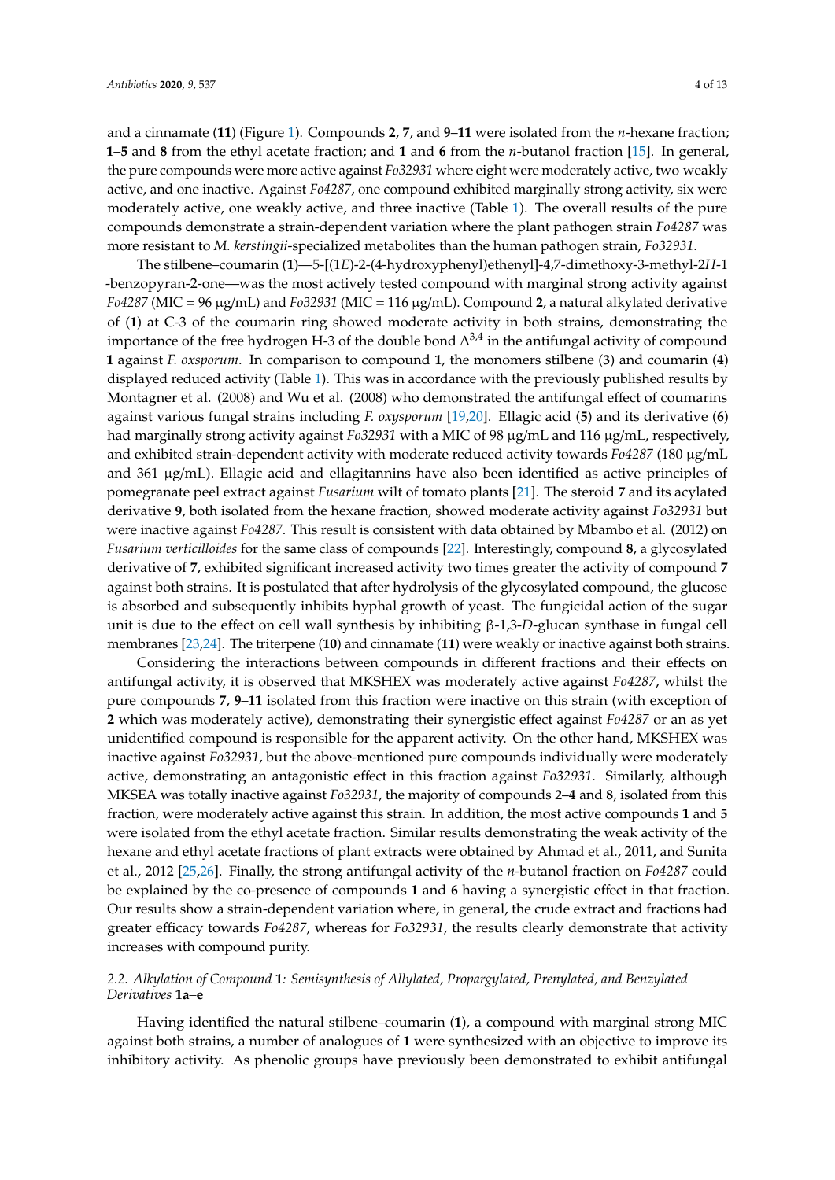and a cinnamate (**11**) (Figure 1). Compounds **2**, **7**, and **9**–**11** were isolated from the *n*-hexane fraction; **1**–**5** and **8** from the ethyl acetate fraction; and **1** and **6** from the *n*-butanol fraction [15]. In general, the pure compounds were more active against *Fo32931* where eight were moderately active, two weakly active, and one inactive. Against *Fo4287*, one compound exhibited marginally strong activity, six were moderately active, one weakly active, and three inactive (Table 1). The overall results of the pure compounds demonstrate a strain-dependent variation where the plant pathogen strain *Fo4287* was more resistant to *M. kerstingii*-specialized metabolites than the human pathogen strain, *Fo32931*.

The stilbene–coumarin (**1**)—5-[(1*E*)-2-(4-hydroxyphenyl)ethenyl]-4,7-dimethoxy-3-methyl-2*H*-1-benzopyran-2-one—was the most actively tested compound with marginal strong activity against *Fo4287* (MIC = 96 µg/mL) and *Fo32931* (MIC = 116 µg/mL). Compound **2**, a natural alkylated derivative of (**1**) at C-3 of the coumarin ring showed moderate activity in both strains, demonstrating the importance of the free hydrogen H-3 of the double bond $\Delta^{3,4}$ in the antifungal activity of compound **1** against *F. oxsporum*. In comparison to compound **1**, the monomers stilbene (**3**) and coumarin (**4**) displayed reduced activity (Table 1). This was in accordance with the previously published results by Montagner et al. (2008) and Wu et al. (2008) who demonstrated the antifungal effect of coumarins against various fungal strains including *F. oxysporum* [19,20]. Ellagic acid (**5**) and its derivative (**6**) had marginally strong activity against *Fo32931* with a MIC of 98 µg/mL and 116 µg/mL, respectively, and exhibited strain-dependent activity with moderate reduced activity towards *Fo4287* (180 µg/mL and 361 µg/mL). Ellagic acid and ellagitannins have also been identified as active principles of pomegranate peel extract against *Fusarium* wilt of tomato plants [21]. The steroid **7** and its acylated derivative **9**, both isolated from the hexane fraction, showed moderate activity against *Fo32931* but were inactive against *Fo4287*. This result is consistent with data obtained by Mbambo et al. (2012) on *Fusarium verticilloides* for the same class of compounds [22]. Interestingly, compound **8**, a glycosylated derivative of **7**, exhibited significant increased activity two times greater the activity of compound **7** against both strains. It is postulated that after hydrolysis of the glycosylated compound, the glucose is absorbed and subsequently inhibits hyphal growth of yeast. The fungicidal action of the sugar unit is due to the effect on cell wall synthesis by inhibiting β-1,3-*D*-glucan synthase in fungal cell membranes [23,24]. The triterpene (**10**) and cinnamate (**11**) were weakly or inactive against both strains.

Considering the interactions between compounds in different fractions and their effects on antifungal activity, it is observed that MKSHEX was moderately active against *Fo4287*, whilst the pure compounds **7**, **9**–**11** isolated from this fraction were inactive on this strain (with exception of **2** which was moderately active), demonstrating their synergistic effect against *Fo4287* or an as yet unidentified compound is responsible for the apparent activity. On the other hand, MKSHEX was inactive against *Fo32931*, but the above-mentioned pure compounds individually were moderately active, demonstrating an antagonistic effect in this fraction against *Fo32931*. Similarly, although MKSEA was totally inactive against *Fo32931*, the majority of compounds **2**–**4** and **8**, isolated from this fraction, were moderately active against this strain. In addition, the most active compounds **1** and **5** were isolated from the ethyl acetate fraction. Similar results demonstrating the weak activity of the hexane and ethyl acetate fractions of plant extracts were obtained by Ahmad et al., 2011, and Sunita et al., 2012 [25,26]. Finally, the strong antifungal activity of the *n*-butanol fraction on *Fo4287* could be explained by the co-presence of compounds **1** and **6** having a synergistic effect in that fraction. Our results show a strain-dependent variation where, in general, the crude extract and fractions had greater efficacy towards *Fo4287*, whereas for *Fo32931*, the results clearly demonstrate that activity increases with compound purity.

### 2.2. Alkylation of Compound 1: Semisynthesis of Allylated, Propargylated, Prenylated, and Benzylated Derivatives 1a–e

Having identified the natural stilbene–coumarin (**1**), a compound with marginal strong MIC against both strains, a number of analogues of **1** were synthesized with an objective to improve its inhibitory activity. As phenolic groups have previously been demonstrated to exhibit antifungal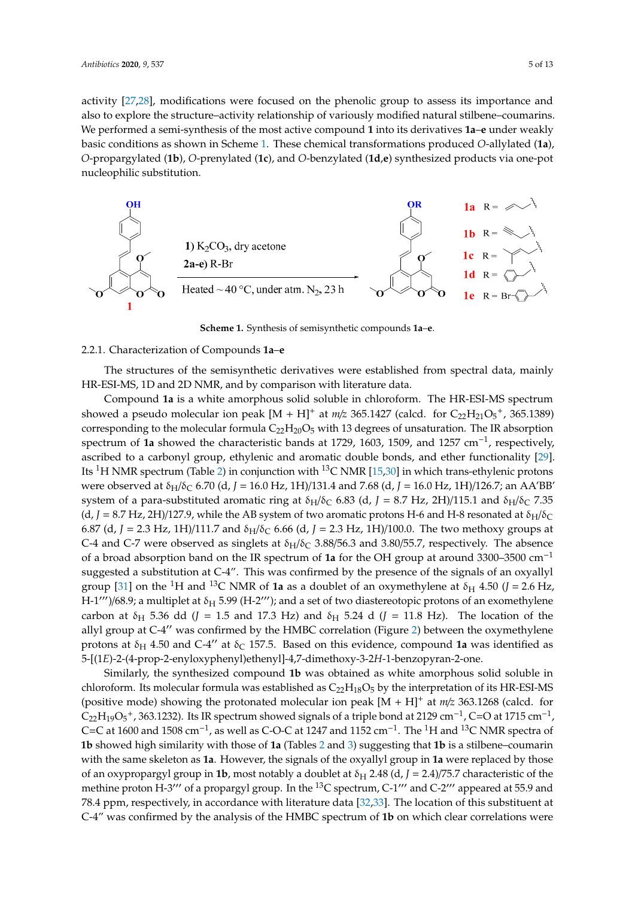activity [27,28], modifications were focused on the phenolic group to assess its importance and also to explore the structure–activity relationship of variously modified natural stilbene–coumarins. We performed a semi-synthesis of the most active compound **1** into its derivatives **1a**–**e** under weakly basic conditions as shown in Scheme 1. These chemical transformations produced *O*-allylated (**1a**), *O*-propargylated (**1b**), *O*-prenylated (**1c**), and *O*-benzylated (**1d**,**e**) synthesized products via one-pot nucleophilic substitution.

**Scheme 1.** Synthesis of semisynthetic compounds **1a**–**e**.

#### 2.2.1. Characterization of Compounds 1a–e

The structures of the semisynthetic derivatives were established from spectral data, mainly HR-ESI-MS, 1D and 2D NMR, and by comparison with literature data.

Compound **1a** is a white amorphous solid soluble in chloroform. The HR-ESI-MS spectrum showed a pseudo molecular ion peak $[M + H]^+$ at *m/z* 365.1427 (calcd. for $C_{22}H_{21}O_5{}^+$, 365.1389) corresponding to the molecular formula $C_{22}H_{20}O_5$ with 13 degrees of unsaturation. The IR absorption spectrum of **1a** showed the characteristic bands at 1729, 1603, 1509, and 1257 $cm^{-1}$, respectively, ascribed to a carbonyl group, ethylenic and aromatic double bonds, and ether functionality [29]. Its $^1$H NMR spectrum (Table 2) in conjunction with $^{13}$C NMR [15,30] in which trans-ethylenic protons were observed at $\delta_H/\delta_C$ 6.70 (d, *J* = 16.0 Hz, 1H)/131.4 and 7.68 (d, *J* = 16.0 Hz, 1H)/126.7; an AA′BB′ system of a para-substituted aromatic ring at $\delta_H/\delta_C$ 6.83 (d, *J* = 8.7 Hz, 2H)/115.1 and $\delta_H/\delta_C$ 7.35 (d, *J* = 8.7 Hz, 2H)/127.9, while the AB system of two aromatic protons H-6 and H-8 resonated at $\delta_H/\delta_C$ 6.87 (d, *J* = 2.3 Hz, 1H)/111.7 and $\delta_H/\delta_C$ 6.66 (d, *J* = 2.3 Hz, 1H)/100.0. The two methoxy groups at C-4 and C-7 were observed as singlets at $\delta_H/\delta_C$ 3.88/56.3 and 3.80/55.7, respectively. The absence of a broad absorption band on the IR spectrum of **1a** for the OH group at around 3300–3500 $cm^{-1}$ suggested a substitution at C-4′′. This was confirmed by the presence of the signals of an oxyallyl group [31] on the $^1$H and $^{13}$C NMR of **1a** as a doublet of an oxymethylene at $\delta_H$ 4.50 (*J* = 2.6 Hz, H-1′′′)/68.9; a multiplet at $\delta_H$ 5.99 (H-2′′′); and a set of two diastereotopic protons of an exomethylene carbon at $\delta_H$ 5.36 dd (*J* = 1.5 and 17.3 Hz) and $\delta_H$ 5.24 d (*J* = 11.8 Hz). The location of the allyl group at C-4′′ was confirmed by the HMBC correlation (Figure 2) between the oxymethylene protons at $\delta_H$ 4.50 and C-4′′ at $\delta_C$ 157.5. Based on this evidence, compound **1a** was identified as 5-[(1*E*)-2-(4-prop-2-enyloxyphenyl)ethenyl]-4,7-dimethoxy-3-2*H*-1-benzopyran-2-one.

Similarly, the synthesized compound **1b** was obtained as white amorphous solid soluble in chloroform. Its molecular formula was established as $C_{22}H_{18}O_5$ by the interpretation of its HR-ESI-MS (positive mode) showing the protonated molecular ion peak $[M + H]^+$ at *m/z* 363.1268 (calcd. for $C_{22}H_{19}O_5{}^+$, 363.1232). Its IR spectrum showed signals of a triple bond at 2129 $cm^{-1}$, C=O at 1715 $cm^{-1}$, C=C at 1600 and 1508 $cm^{-1}$, as well as C-O-C at 1247 and 1152 $cm^{-1}$. The $^1$H and $^{13}$C NMR spectra of **1b** showed high similarity with those of **1a** (Tables 2 and 3) suggesting that **1b** is a stilbene–coumarin with the same skeleton as **1a**. However, the signals of the oxyallyl group in **1a** were replaced by those of an oxypropargyl group in **1b**, most notably a doublet at $\delta_H$ 2.48 (d, *J* = 2.4)/75.7 characteristic of the methine proton H-3′′′ of a propargyl group. In the $^{13}$C spectrum, C-1′′′ and C-2′′′ appeared at 55.9 and 78.4 ppm, respectively, in accordance with literature data [32,33]. The location of this substituent at C-4′′ was confirmed by the analysis of the HMBC spectrum of **1b** on which clear correlations were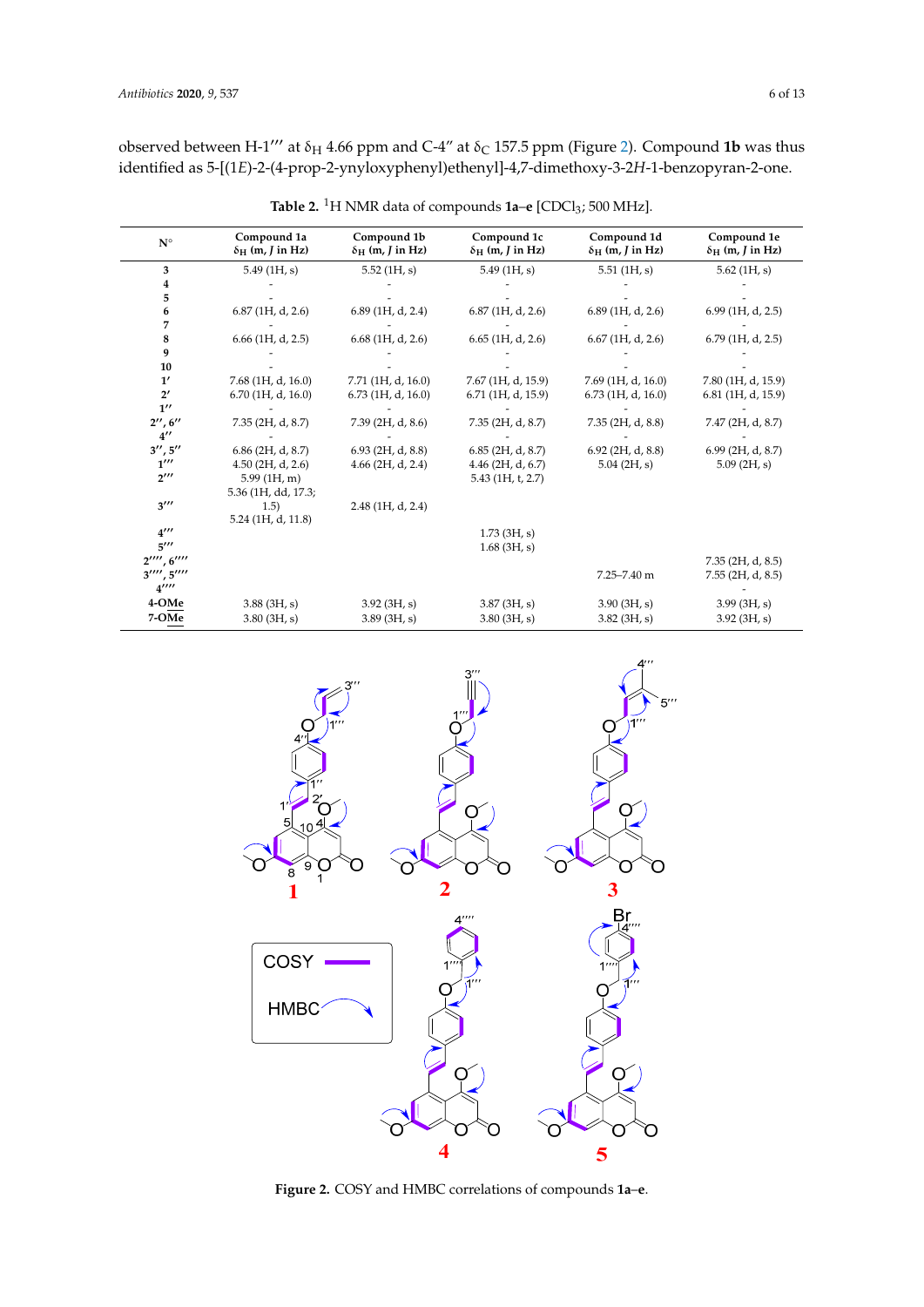observed between H-1‴ at $\delta_H$ 4.66 ppm and C-4″ at $\delta_C$ 157.5 ppm (Figure 2). Compound **1b** was thus identified as 5-[(1*E*)-2-(4-prop-2-ynyloxyphenyl)ethenyl]-4,7-dimethoxy-3-2*H*-1-benzopyran-2-one.

**Table 2.** $^1$H NMR data of compounds **1a**–**e** [$CDCl_3$; 500 MHz].

| N° | Compound 1a $\delta_H$ (m, *J* in Hz) | Compound 1b $\delta_H$ (m, *J* in Hz) | Compound 1c $\delta_H$ (m, *J* in Hz) | Compound 1d $\delta_H$ (m, *J* in Hz) | Compound 1e $\delta_H$ (m, *J* in Hz) |
|---|---|---|---|---|---|
| **3** | 5.49 (1H, s) | 5.52 (1H, s) | 5.49 (1H, s) | 5.51 (1H, s) | 5.62 (1H, s) |
| **4** | - | - | - | - | - |
| **5** | - | - | - | - | - |
| **6** | 6.87 (1H, d, 2.6) | 6.89 (1H, d, 2.4) | 6.87 (1H, d, 2.6) | 6.89 (1H, d, 2.6) | 6.99 (1H, d, 2.5) |
| **7** | - | - | - | - | - |
| **8** | 6.66 (1H, d, 2.5) | 6.68 (1H, d, 2.6) | 6.65 (1H, d, 2.6) | 6.67 (1H, d, 2.6) | 6.79 (1H, d, 2.5) |
| **9** | - | - | - | - | - |
| **10** | - | - | - | - | - |
| **1′** | 7.68 (1H, d, 16.0) | 7.71 (1H, d, 16.0) | 7.67 (1H, d, 15.9) | 7.69 (1H, d, 16.0) | 7.80 (1H, d, 15.9) |
| **2′** | 6.70 (1H, d, 16.0) | 6.73 (1H, d, 16.0) | 6.71 (1H, d, 15.9) | 6.73 (1H, d, 16.0) | 6.81 (1H, d, 15.9) |
| **1″** | - | - | - | - | - |
| **2″, 6″** | 7.35 (2H, d, 8.7) | 7.39 (2H, d, 8.6) | 7.35 (2H, d, 8.7) | 7.35 (2H, d, 8.8) | 7.47 (2H, d, 8.7) |
| **4″** | - | - | - | - | - |
| **3″, 5″** | 6.86 (2H, d, 8.7) | 6.93 (2H, d, 8.8) | 6.85 (2H, d, 8.7) | 6.92 (2H, d, 8.8) | 6.99 (2H, d, 8.7) |
| **1‴** | 4.50 (2H, d, 2.6) | 4.66 (2H, d, 2.4) | 4.46 (2H, d, 6.7) | 5.04 (2H, s) | 5.09 (2H, s) |
| **2‴** | 5.99 (1H, m) | | 5.43 (1H, t, 2.7) | | |
| **3‴** | 5.36 (1H, dd, 17.3; 1.5) 5.24 (1H, d, 11.8) | 2.48 (1H, d, 2.4) | | | |
| **4‴** | | | 1.73 (3H, s) | | |
| **5‴** | | | 1.68 (3H, s) | | |
| **2⁗, 6⁗** | | | | | 7.35 (2H, d, 8.5) |
| **3⁗, 5⁗** | | | | 7.25–7.40 m | 7.55 (2H, d, 8.5) |
| **4⁗** | | | | | - |
| **4-OMe** | 3.88 (3H, s) | 3.92 (3H, s) | 3.87 (3H, s) | 3.90 (3H, s) | 3.99 (3H, s) |
| **7-OMe** | 3.80 (3H, s) | 3.89 (3H, s) | 3.80 (3H, s) | 3.82 (3H, s) | 3.92 (3H, s) |

**Figure 2.** COSY and HMBC correlations of compounds **1a**–**e**.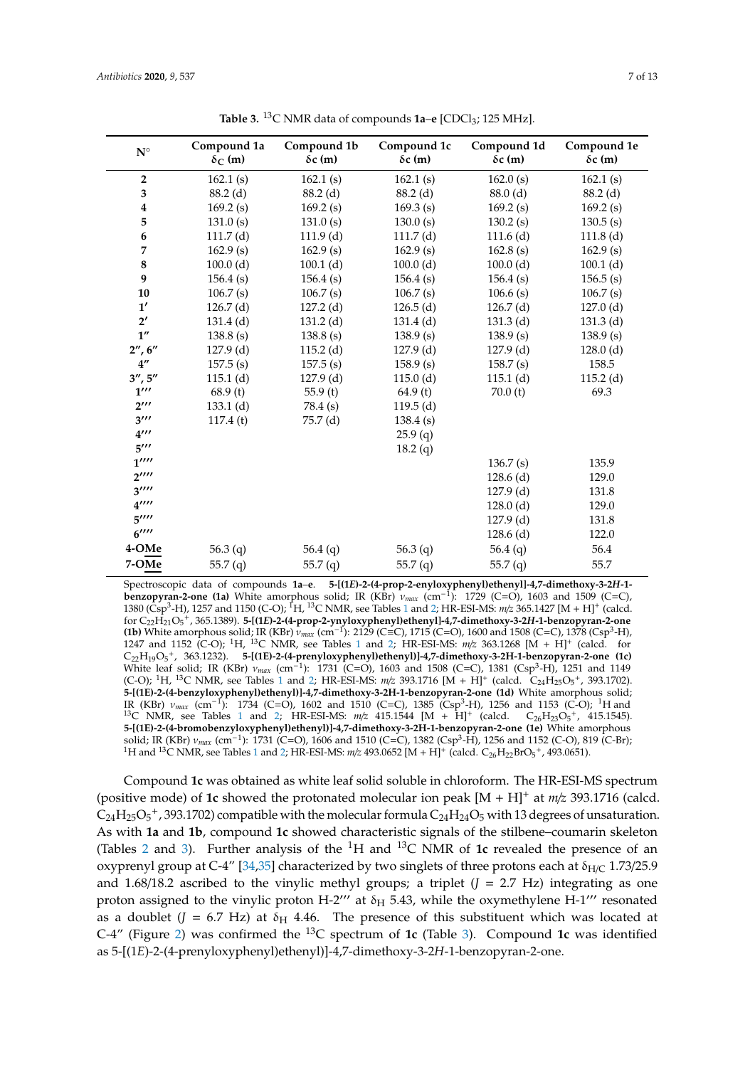**Table 3.** $^{13}$C NMR data of compounds **1a–e** [$CDCl_3$; 125 MHz].

| N° | Compound 1a $\delta_C$ (m) | Compound 1b $\delta_C$ (m) | Compound 1c $\delta_C$ (m) | Compound 1d $\delta_C$ (m) | Compound 1e $\delta_C$ (m) |
|---|---|---|---|---|---|
| **2** | 162.1 (s) | 162.1 (s) | 162.1 (s) | 162.0 (s) | 162.1 (s) |
| **3** | 88.2 (d) | 88.2 (d) | 88.2 (d) | 88.0 (d) | 88.2 (d) |
| **4** | 169.2 (s) | 169.2 (s) | 169.3 (s) | 169.2 (s) | 169.2 (s) |
| **5** | 131.0 (s) | 131.0 (s) | 130.0 (s) | 130.2 (s) | 130.5 (s) |
| **6** | 111.7 (d) | 111.9 (d) | 111.7 (d) | 111.6 (d) | 111.8 (d) |
| **7** | 162.9 (s) | 162.9 (s) | 162.9 (s) | 162.8 (s) | 162.9 (s) |
| **8** | 100.0 (d) | 100.1 (d) | 100.0 (d) | 100.0 (d) | 100.1 (d) |
| **9** | 156.4 (s) | 156.4 (s) | 156.4 (s) | 156.4 (s) | 156.5 (s) |
| **10** | 106.7 (s) | 106.7 (s) | 106.7 (s) | 106.6 (s) | 106.7 (s) |
| **1′** | 126.7 (d) | 127.2 (d) | 126.5 (d) | 126.7 (d) | 127.0 (d) |
| **2′** | 131.4 (d) | 131.2 (d) | 131.4 (d) | 131.3 (d) | 131.3 (d) |
| **1″** | 138.8 (s) | 138.8 (s) | 138.9 (s) | 138.9 (s) | 138.9 (s) |
| **2″, 6″** | 127.9 (d) | 115.2 (d) | 127.9 (d) | 127.9 (d) | 128.0 (d) |
| **4″** | 157.5 (s) | 157.5 (s) | 158.9 (s) | 158.7 (s) | 158.5 |
| **3″, 5″** | 115.1 (d) | 127.9 (d) | 115.0 (d) | 115.1 (d) | 115.2 (d) |
| **1‴** | 68.9 (t) | 55.9 (t) | 64.9 (t) | 70.0 (t) | 69.3 |
| **2‴** | 133.1 (d) | 78.4 (s) | 119.5 (d) | | |
| **3‴** | 117.4 (t) | 75.7 (d) | 138.4 (s) | | |
| **4‴** | | | 25.9 (q) | | |
| **5‴** | | | 18.2 (q) | | |
| **1⁗** | | | | 136.7 (s) | 135.9 |
| **2⁗** | | | | 128.6 (d) | 129.0 |
| **3⁗** | | | | 127.9 (d) | 131.8 |
| **4⁗** | | | | 128.0 (d) | 129.0 |
| **5⁗** | | | | 127.9 (d) | 131.8 |
| **6⁗** | | | | 128.6 (d) | 122.0 |
| **4-OMe** | 56.3 (q) | 56.4 (q) | 56.3 (q) | 56.4 (q) | 56.4 |
| **7-OMe** | 55.7 (q) | 55.7 (q) | 55.7 (q) | 55.7 (q) | 55.7 |

Spectroscopic data of compounds **1a–e**. **5-[(1*E*)-2-(4-prop-2-enyloxyphenyl)ethenyl]-4,7-dimethoxy-3-2*H*-1-benzopyran-2-one (1a)** White amorphous solid; IR (KBr) $\nu_{max}$ (cm$^{-1}$): 1729 (C=O), 1603 and 1509 (C=C), 1380 (Csp$^3$-H), 1257 and 1150 (C-O); $^1$H, $^{13}$C NMR, see Tables 1 and 2; HR-ESI-MS: *m/z* 365.1427 [M + H]$^+$ (calcd. for $C_{22}H_{21}O_5^+$, 365.1389). **5-[(1*E*)-2-(4-prop-2-ynyloxyphenyl)ethenyl]-4,7-dimethoxy-3-2*H*-1-benzopyran-2-one (1b)** White amorphous solid; IR (KBr) $\nu_{max}$ (cm$^{-1}$): 2129 (C≡C), 1715 (C=O), 1600 and 1508 (C=C), 1378 (Csp$^3$-H), 1247 and 1152 (C-O); $^1$H, $^{13}$C NMR, see Tables 1 and 2; HR-ESI-MS: *m/z* 363.1268 [M + H]$^+$ (calcd. for $C_{22}H_{19}O_5^+$, 363.1232). **5-[(1E)-2-(4-prenyloxyphenyl)ethenyl)]-4,7-dimethoxy-3-2H-1-benzopyran-2-one (1c)** White leaf solid; IR (KBr) $\nu_{max}$ (cm$^{-1}$): 1731 (C=O), 1603 and 1508 (C=C), 1381 (Csp$^3$-H), 1251 and 1149 (C-O); $^1$H, $^{13}$C NMR, see Tables 1 and 2; HR-ESI-MS: *m/z* 393.1716 [M + H]$^+$ (calcd. $C_{24}H_{25}O_5^+$, 393.1702). **5-[(1E)-2-(4-benzyloxyphenyl)ethenyl)]-4,7-dimethoxy-3-2H-1-benzopyran-2-one (1d)** White amorphous solid; IR (KBr) $\nu_{max}$ (cm$^{-1}$): 1734 (C=O), 1602 and 1510 (C=C), 1385 (Csp$^3$-H), 1256 and 1153 (C-O); $^1$H and $^{13}$C NMR, see Tables 1 and 2; HR-ESI-MS: *m/z* 415.1544 [M + H]$^+$ (calcd. $C_{26}H_{23}O_5^+$, 415.1545). **5-[(1E)-2-(4-bromobenzyloxyphenyl)ethenyl)]-4,7-dimethoxy-3-2H-1-benzopyran-2-one (1e)** White amorphous solid; IR (KBr) $\nu_{max}$ (cm$^{-1}$): 1731 (C=O), 1606 and 1510 (C=C), 1382 (Csp$^3$-H), 1256 and 1152 (C-O), 819 (C-Br); $^1$H and $^{13}$C NMR, see Tables 1 and 2; HR-ESI-MS: *m/z* 493.0652 [M + H]$^+$ (calcd. $C_{26}H_{22}BrO_5^+$, 493.0651).

Compound **1c** was obtained as white leaf solid soluble in chloroform. The HR-ESI-MS spectrum (positive mode) of **1c** showed the protonated molecular ion peak [M + H]$^+$ at *m/z* 393.1716 (calcd. $C_{24}H_{25}O_5^+$, 393.1702) compatible with the molecular formula $C_{24}H_{24}O_5$ with 13 degrees of unsaturation. As with **1a** and **1b**, compound **1c** showed characteristic signals of the stilbene–coumarin skeleton (Tables 2 and 3). Further analysis of the $^1$H and $^{13}$C NMR of **1c** revealed the presence of an oxyprenyl group at C-4″ [34,35] characterized by two singlets of three protons each at $\delta_{H/C}$ 1.73/25.9 and 1.68/18.2 ascribed to the vinylic methyl groups; a triplet ($J$ = 2.7 Hz) integrating as one proton assigned to the vinylic proton H-2‴ at $\delta_H$ 5.43, while the oxymethylene H-1‴ resonated as a doublet ($J$ = 6.7 Hz) at $\delta_H$ 4.46. The presence of this substituent which was located at C-4″ (Figure 2) was confirmed the $^{13}$C spectrum of **1c** (Table 3). Compound **1c** was identified as 5-[(1*E*)-2-(4-prenyloxyphenyl)ethenyl)]-4,7-dimethoxy-3-2*H*-1-benzopyran-2-one.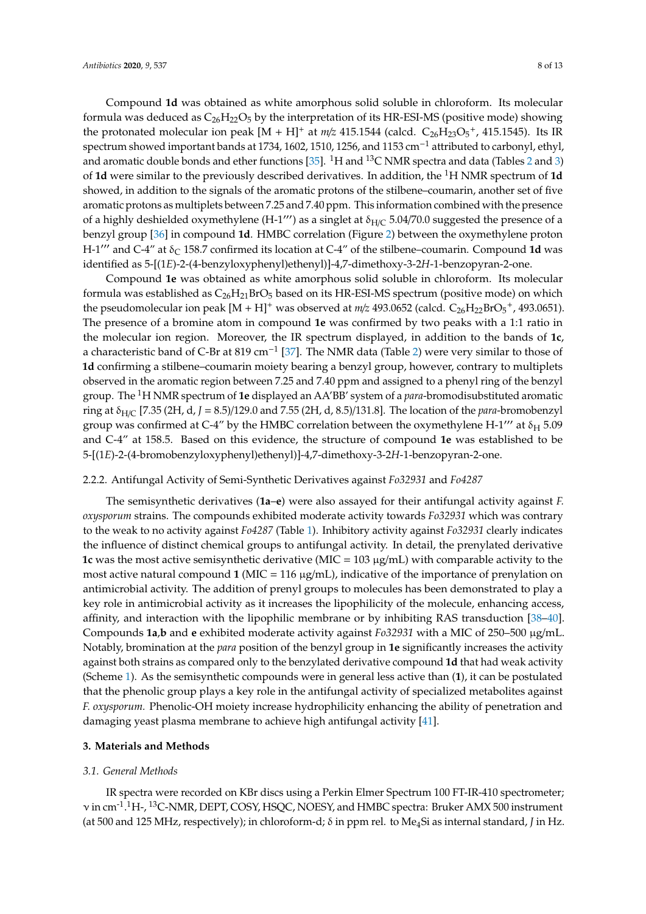Compound **1d** was obtained as white amorphous solid soluble in chloroform. Its molecular formula was deduced as $C_{26}H_{22}O_5$ by the interpretation of its HR-ESI-MS (positive mode) showing the protonated molecular ion peak $[M + H]^+$ at *m/z* 415.1544 (calcd. $C_{26}H_{23}O_5^+$, 415.1545). Its IR spectrum showed important bands at 1734, 1602, 1510, 1256, and 1153 $cm^{-1}$ attributed to carbonyl, ethyl, and aromatic double bonds and ether functions [35]. $^1H$ and $^{13}C$ NMR spectra and data (Tables 2 and 3) of **1d** were similar to the previously described derivatives. In addition, the $^1H$ NMR spectrum of **1d** showed, in addition to the signals of the aromatic protons of the stilbene–coumarin, another set of five aromatic protons as multiplets between 7.25 and 7.40 ppm. This information combined with the presence of a highly deshielded oxymethylene (H-1‴) as a singlet at $\delta_{H/C}$ 5.04/70.0 suggested the presence of a benzyl group [36] in compound **1d**. HMBC correlation (Figure 2) between the oxymethylene proton H-1‴ and C-4″ at $\delta_C$ 158.7 confirmed its location at C-4″ of the stilbene–coumarin. Compound **1d** was identified as 5-[(1*E*)-2-(4-benzyloxyphenyl)ethenyl)]-4,7-dimethoxy-3-2*H*-1-benzopyran-2-one.

Compound **1e** was obtained as white amorphous solid soluble in chloroform. Its molecular formula was established as $C_{26}H_{21}BrO_5$ based on its HR-ESI-MS spectrum (positive mode) on which the pseudomolecular ion peak $[M + H]^+$ was observed at *m/z* 493.0652 (calcd. $C_{26}H_{22}BrO_5^+$, 493.0651). The presence of a bromine atom in compound **1e** was confirmed by two peaks with a 1:1 ratio in the molecular ion region. Moreover, the IR spectrum displayed, in addition to the bands of **1c**, a characteristic band of C-Br at 819 $cm^{-1}$ [37]. The NMR data (Table 2) were very similar to those of **1d** confirming a stilbene–coumarin moiety bearing a benzyl group, however, contrary to multiplets observed in the aromatic region between 7.25 and 7.40 ppm and assigned to a phenyl ring of the benzyl group. The $^1H$ NMR spectrum of **1e** displayed an AA'BB' system of a *para*-bromodisubstituted aromatic ring at $\delta_{H/C}$ [7.35 (2H, d, *J* = 8.5)/129.0 and 7.55 (2H, d, 8.5)/131.8]. The location of the *para*-bromobenzyl group was confirmed at C-4″ by the HMBC correlation between the oxymethylene H-1‴ at $\delta_H$ 5.09 and C-4″ at 158.5. Based on this evidence, the structure of compound **1e** was established to be 5-[(1*E*)-2-(4-bromobenzyloxyphenyl)ethenyl)]-4,7-dimethoxy-3-2*H*-1-benzopyran-2-one.

#### 2.2.2. Antifungal Activity of Semi-Synthetic Derivatives against *Fo32931* and *Fo4287*

The semisynthetic derivatives (**1a**–**e**) were also assayed for their antifungal activity against *F. oxysporum* strains. The compounds exhibited moderate activity towards *Fo32931* which was contrary to the weak to no activity against *Fo4287* (Table 1). Inhibitory activity against *Fo32931* clearly indicates the influence of distinct chemical groups to antifungal activity. In detail, the prenylated derivative **1c** was the most active semisynthetic derivative (MIC = 103 µg/mL) with comparable activity to the most active natural compound **1** (MIC = 116 µg/mL), indicative of the importance of prenylation on antimicrobial activity. The addition of prenyl groups to molecules has been demonstrated to play a key role in antimicrobial activity as it increases the lipophilicity of the molecule, enhancing access, affinity, and interaction with the lipophilic membrane or by inhibiting RAS transduction [38–40]. Compounds **1a**,**b** and **e** exhibited moderate activity against *Fo32931* with a MIC of 250–500 µg/mL. Notably, bromination at the *para* position of the benzyl group in **1e** significantly increases the activity against both strains as compared only to the benzylated derivative compound **1d** that had weak activity (Scheme 1). As the semisynthetic compounds were in general less active than (**1**), it can be postulated that the phenolic group plays a key role in the antifungal activity of specialized metabolites against *F. oxysporum.* Phenolic-OH moiety increase hydrophilicity enhancing the ability of penetration and damaging yeast plasma membrane to achieve high antifungal activity [41].

## 3. Materials and Methods

### *3.1. General Methods*

IR spectra were recorded on KBr discs using a Perkin Elmer Spectrum 100 FT-IR-410 spectrometer; ν in $cm^{-1}$. $^1H$-, $^{13}C$-NMR, DEPT, COSY, HSQC, NOESY, and HMBC spectra: Bruker AMX 500 instrument (at 500 and 125 MHz, respectively); in chloroform-d; δ in ppm rel. to $Me_4Si$ as internal standard, *J* in Hz.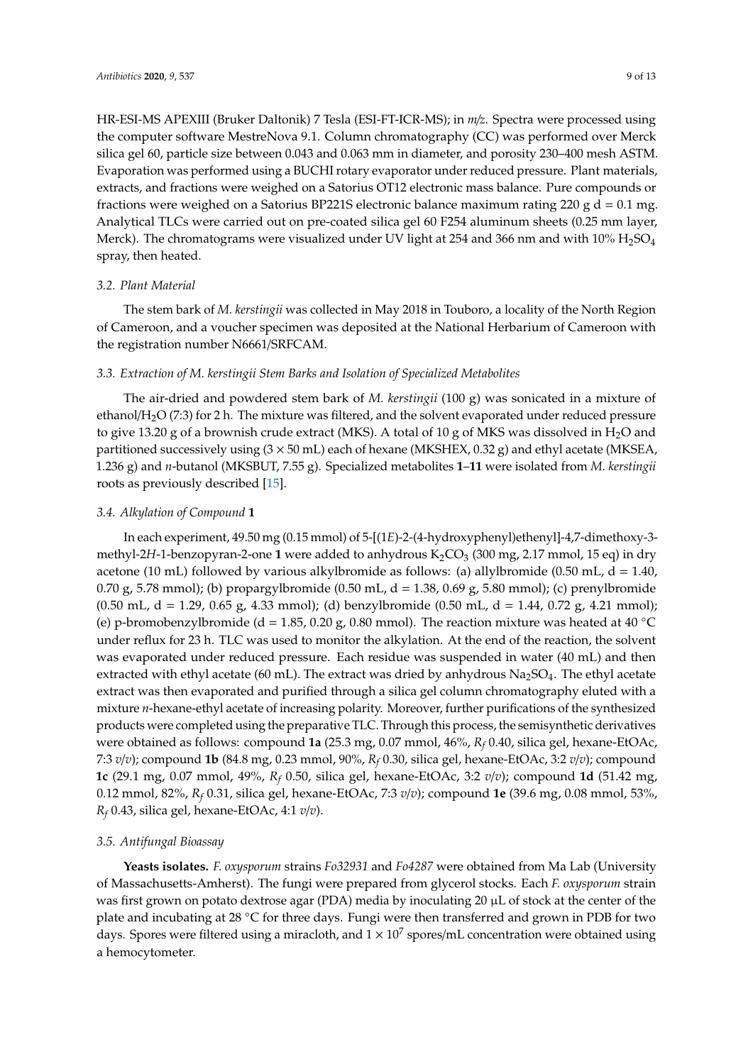HR-ESI-MS APEXIII (Bruker Daltonik) 7 Tesla (ESI-FT-ICR-MS); in *m/z*. Spectra were processed using the computer software MestreNova 9.1. Column chromatography (CC) was performed over Merck silica gel 60, particle size between 0.043 and 0.063 mm in diameter, and porosity 230–400 mesh ASTM. Evaporation was performed using a BUCHI rotary evaporator under reduced pressure. Plant materials, extracts, and fractions were weighed on a Satorius OT12 electronic mass balance. Pure compounds or fractions were weighed on a Satorius BP221S electronic balance maximum rating 220 g d = 0.1 mg. Analytical TLCs were carried out on pre-coated silica gel 60 F254 aluminum sheets (0.25 mm layer, Merck). The chromatograms were visualized under UV light at 254 and 366 nm and with 10% $H_2SO_4$ spray, then heated.

### 3.2. Plant Material

The stem bark of *M. kerstingii* was collected in May 2018 in Touboro, a locality of the North Region of Cameroon, and a voucher specimen was deposited at the National Herbarium of Cameroon with the registration number N6661/SRFCAM.

### 3.3. Extraction of M. kerstingii Stem Barks and Isolation of Specialized Metabolites

The air-dried and powdered stem bark of *M. kerstingii* (100 g) was sonicated in a mixture of ethanol/$H_2O$ (7:3) for 2 h. The mixture was filtered, and the solvent evaporated under reduced pressure to give 13.20 g of a brownish crude extract (MKS). A total of 10 g of MKS was dissolved in $H_2O$ and partitioned successively using (3 × 50 mL) each of hexane (MKSHEX, 0.32 g) and ethyl acetate (MKSEA, 1.236 g) and *n*-butanol (MKSBUT, 7.55 g). Specialized metabolites **1**–**11** were isolated from *M. kerstingii* roots as previously described [15].

### 3.4. Alkylation of Compound 1

In each experiment, 49.50 mg (0.15 mmol) of 5-[(1*E*)-2-(4-hydroxyphenyl)ethenyl]-4,7-dimethoxy-3-methyl-2*H*-1-benzopyran-2-one **1** were added to anhydrous $K_2CO_3$ (300 mg, 2.17 mmol, 15 eq) in dry acetone (10 mL) followed by various alkylbromide as follows: (a) allylbromide (0.50 mL, d = 1.40, 0.70 g, 5.78 mmol); (b) propargylbromide (0.50 mL, d = 1.38, 0.69 g, 5.80 mmol); (c) prenylbromide (0.50 mL, d = 1.29, 0.65 g, 4.33 mmol); (d) benzylbromide (0.50 mL, d = 1.44, 0.72 g, 4.21 mmol); (e) p-bromobenzylbromide (d = 1.85, 0.20 g, 0.80 mmol). The reaction mixture was heated at 40 °C under reflux for 23 h. TLC was used to monitor the alkylation. At the end of the reaction, the solvent was evaporated under reduced pressure. Each residue was suspended in water (40 mL) and then extracted with ethyl acetate (60 mL). The extract was dried by anhydrous $Na_2SO_4$. The ethyl acetate extract was then evaporated and purified through a silica gel column chromatography eluted with a mixture *n*-hexane-ethyl acetate of increasing polarity. Moreover, further purifications of the synthesized products were completed using the preparative TLC. Through this process, the semisynthetic derivatives were obtained as follows: compound **1a** (25.3 mg, 0.07 mmol, 46%, $R_f$ 0.40, silica gel, hexane-EtOAc, 7:3 *v/v*); compound **1b** (84.8 mg, 0.23 mmol, 90%, $R_f$ 0.30, silica gel, hexane-EtOAc, 3:2 *v/v*); compound **1c** (29.1 mg, 0.07 mmol, 49%, $R_f$ 0.50, silica gel, hexane-EtOAc, 3:2 *v/v*); compound **1d** (51.42 mg, 0.12 mmol, 82%, $R_f$ 0.31, silica gel, hexane-EtOAc, 7:3 *v/v*); compound **1e** (39.6 mg, 0.08 mmol, 53%, $R_f$ 0.43, silica gel, hexane-EtOAc, 4:1 *v/v*).

### 3.5. Antifungal Bioassay

**Yeasts isolates.** *F. oxysporum* strains *Fo32931* and *Fo4287* were obtained from Ma Lab (University of Massachusetts-Amherst). The fungi were prepared from glycerol stocks. Each *F. oxysporum* strain was first grown on potato dextrose agar (PDA) media by inoculating 20 µL of stock at the center of the plate and incubating at 28 °C for three days. Fungi were then transferred and grown in PDB for two days. Spores were filtered using a miracloth, and $1 \times 10^7$ spores/mL concentration were obtained using a hemocytometer.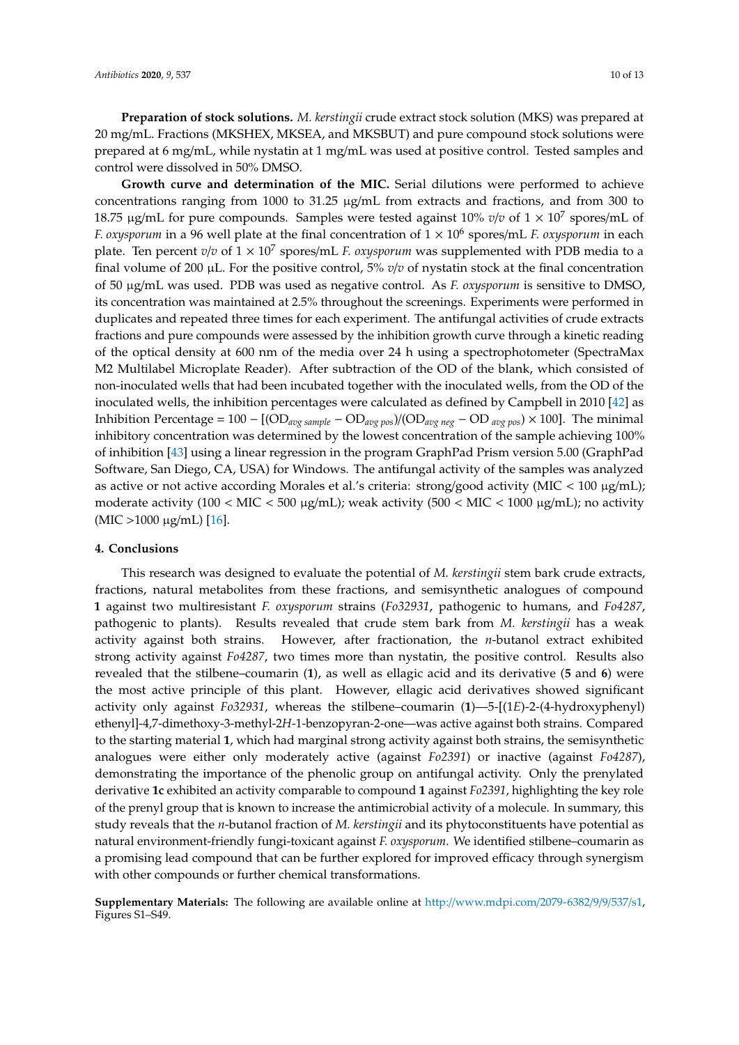**Preparation of stock solutions.** *M. kerstingii* crude extract stock solution (MKS) was prepared at 20 mg/mL. Fractions (MKSHEX, MKSEA, and MKSBUT) and pure compound stock solutions were prepared at 6 mg/mL, while nystatin at 1 mg/mL was used at positive control. Tested samples and control were dissolved in 50% DMSO.

**Growth curve and determination of the MIC.** Serial dilutions were performed to achieve concentrations ranging from 1000 to 31.25 µg/mL from extracts and fractions, and from 300 to 18.75 µg/mL for pure compounds. Samples were tested against 10% *v/v* of $1 \times 10^7$ spores/mL of *F. oxysporum* in a 96 well plate at the final concentration of $1 \times 10^6$ spores/mL *F. oxysporum* in each plate. Ten percent *v/v* of $1 \times 10^7$ spores/mL *F. oxysporum* was supplemented with PDB media to a final volume of 200 µL. For the positive control, 5% *v/v* of nystatin stock at the final concentration of 50 µg/mL was used. PDB was used as negative control. As *F. oxysporum* is sensitive to DMSO, its concentration was maintained at 2.5% throughout the screenings. Experiments were performed in duplicates and repeated three times for each experiment. The antifungal activities of crude extracts fractions and pure compounds were assessed by the inhibition growth curve through a kinetic reading of the optical density at 600 nm of the media over 24 h using a spectrophotometer (SpectraMax M2 Multilabel Microplate Reader). After subtraction of the OD of the blank, which consisted of non-inoculated wells that had been incubated together with the inoculated wells, from the OD of the inoculated wells, the inhibition percentages were calculated as defined by Campbell in 2010 [42] as Inhibition Percentage = $100 - [(OD_{avg\ sample} - OD_{avg\ pos})/(OD_{avg\ neg} - OD_{avg\ pos}) \times 100]$. The minimal inhibitory concentration was determined by the lowest concentration of the sample achieving 100% of inhibition [43] using a linear regression in the program GraphPad Prism version 5.00 (GraphPad Software, San Diego, CA, USA) for Windows. The antifungal activity of the samples was analyzed as active or not active according Morales et al.'s criteria: strong/good activity (MIC < 100 µg/mL); moderate activity (100 < MIC < 500 µg/mL); weak activity (500 < MIC < 1000 µg/mL); no activity (MIC >1000 µg/mL) [16].

## 4. Conclusions

This research was designed to evaluate the potential of *M. kerstingii* stem bark crude extracts, fractions, natural metabolites from these fractions, and semisynthetic analogues of compound **1** against two multiresistant *F. oxysporum* strains (*Fo32931*, pathogenic to humans, and *Fo4287*, pathogenic to plants). Results revealed that crude stem bark from *M. kerstingii* has a weak activity against both strains. However, after fractionation, the *n*-butanol extract exhibited strong activity against *Fo4287*, two times more than nystatin, the positive control. Results also revealed that the stilbene–coumarin (**1**), as well as ellagic acid and its derivative (**5** and **6**) were the most active principle of this plant. However, ellagic acid derivatives showed significant activity only against *Fo32931*, whereas the stilbene–coumarin (**1**)—5-[(1*E*)-2-(4-hydroxyphenyl) ethenyl]-4,7-dimethoxy-3-methyl-2*H*-1-benzopyran-2-one—was active against both strains. Compared to the starting material **1**, which had marginal strong activity against both strains, the semisynthetic analogues were either only moderately active (against *Fo2391*) or inactive (against *Fo4287*), demonstrating the importance of the phenolic group on antifungal activity. Only the prenylated derivative **1c** exhibited an activity comparable to compound **1** against *Fo2391*, highlighting the key role of the prenyl group that is known to increase the antimicrobial activity of a molecule. In summary, this study reveals that the *n*-butanol fraction of *M. kerstingii* and its phytoconstituents have potential as natural environment-friendly fungi-toxicant against *F. oxysporum*. We identified stilbene–coumarin as a promising lead compound that can be further explored for improved efficacy through synergism with other compounds or further chemical transformations.

**Supplementary Materials:** The following are available online at http://www.mdpi.com/2079-6382/9/9/537/s1, Figures S1–S49.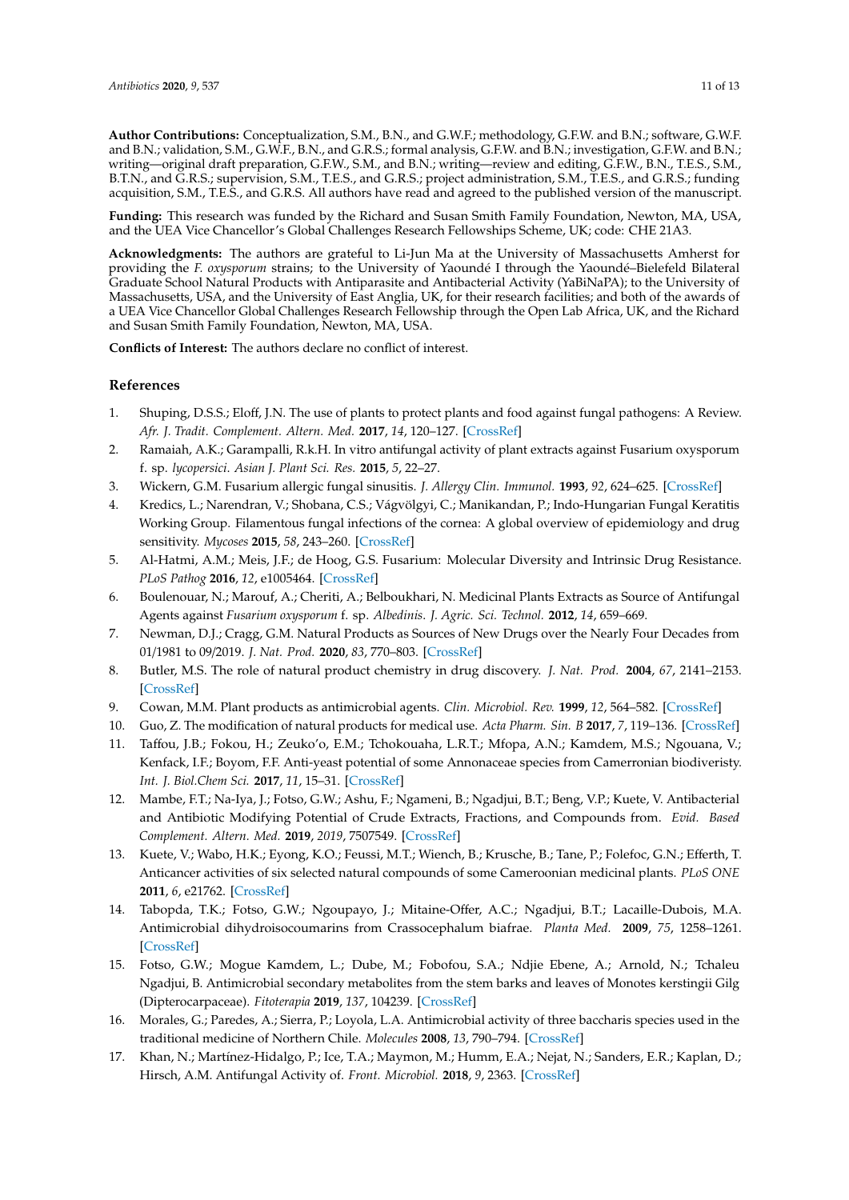**Author Contributions:** Conceptualization, S.M., B.N., and G.W.F.; methodology, G.F.W. and B.N.; software, G.W.F. and B.N.; validation, S.M., G.W.F., B.N., and G.R.S.; formal analysis, G.F.W. and B.N.; investigation, G.W.F. and B.N.; writing—original draft preparation, G.F.W., S.M., and B.N.; writing—review and editing, G.F.W., B.N., T.E.S., S.M., B.T.N., and G.R.S.; supervision, S.M., T.E.S., and G.R.S.; project administration, S.M., T.E.S., and G.R.S.; funding acquisition, S.M., T.E.S., and G.R.S. All authors have read and agreed to the published version of the manuscript.

**Funding:** This research was funded by the Richard and Susan Smith Family Foundation, Newton, MA, USA, and the UEA Vice Chancellor's Global Challenges Research Fellowships Scheme, UK; code: CHE 21A3.

**Acknowledgments:** The authors are grateful to Li-Jun Ma at the University of Massachusetts Amherst for providing the *F. oxysporum* strains; to the University of Yaoundé I through the Yaoundé–Bielefeld Bilateral Graduate School Natural Products with Antiparasite and Antibacterial Activity (YaBiNaPA); to the University of Massachusetts, USA, and the University of East Anglia, UK, for their research facilities; and both of the awards of a UEA Vice Chancellor Global Challenges Research Fellowship through the Open Lab Africa, UK, and the Richard and Susan Smith Family Foundation, Newton, MA, USA.

**Conflicts of Interest:** The authors declare no conflict of interest.

## References

1. Shuping, D.S.S.; Eloff, J.N. The use of plants to protect plants and food against fungal pathogens: A Review. *Afr. J. Tradit. Complement. Altern. Med.* **2017**, *14*, 120–127. [CrossRef]
2. Ramaiah, A.K.; Garampalli, R.K.H. In vitro antifungal activity of plant extracts against Fusarium oxysporum f. sp. *lycopersici*. *Asian J. Plant Sci. Res.* **2015**, *5*, 22–27.
3. Wickern, G.M. Fusarium allergic fungal sinusitis. *J. Allergy Clin. Immunol.* **1993**, *92*, 624–625. [CrossRef]
4. Kredics, L.; Narendran, V.; Shobana, C.S.; Vágvölgyi, C.; Manikandan, P.; Indo-Hungarian Fungal Keratitis Working Group. Filamentous fungal infections of the cornea: A global overview of epidemiology and drug sensitivity. *Mycoses* **2015**, *58*, 243–260. [CrossRef]
5. Al-Hatmi, A.M.; Meis, J.F.; de Hoog, G.S. Fusarium: Molecular Diversity and Intrinsic Drug Resistance. *PLoS Pathog* **2016**, *12*, e1005464. [CrossRef]
6. Boulenouar, N.; Marouf, A.; Cheriti, A.; Belboukhari, N. Medicinal Plants Extracts as Source of Antifungal Agents against *Fusarium oxysporum* f. sp. *Albedinis*. *J. Agric. Sci. Technol.* **2012**, *14*, 659–669.
7. Newman, D.J.; Cragg, G.M. Natural Products as Sources of New Drugs over the Nearly Four Decades from 01/1981 to 09/2019. *J. Nat. Prod.* **2020**, *83*, 770–803. [CrossRef]
8. Butler, M.S. The role of natural product chemistry in drug discovery. *J. Nat. Prod.* **2004**, *67*, 2141–2153. [CrossRef]
9. Cowan, M.M. Plant products as antimicrobial agents. *Clin. Microbiol. Rev.* **1999**, *12*, 564–582. [CrossRef]
10. Guo, Z. The modification of natural products for medical use. *Acta Pharm. Sin. B* **2017**, *7*, 119–136. [CrossRef]
11. Taffou, J.B.; Fokou, H.; Zeuko'o, E.M.; Tchokouaha, L.R.T.; Mfopa, A.N.; Kamdem, M.S.; Ngouana, V.; Kenfack, I.F.; Boyom, F.F. Anti-yeast potential of some Annonaceae species from Cameronian biodiveristy. *Int. J. Biol.Chem Sci.* **2017**, *11*, 15–31. [CrossRef]
12. Mambe, F.T.; Na-Iya, J.; Fotso, G.W.; Ashu, F.; Ngameni, B.; Ngadjui, B.T.; Beng, V.P.; Kuete, V. Antibacterial and Antibiotic Modifying Potential of Crude Extracts, Fractions, and Compounds from. *Evid. Based Complement. Altern. Med.* **2019**, *2019*, 7507549. [CrossRef]
13. Kuete, V.; Wabo, H.K.; Eyong, K.O.; Feussi, M.T.; Wiench, B.; Krusche, B.; Tane, P.; Folefoc, G.N.; Efferth, T. Anticancer activities of six selected natural compounds of some Cameroonian medicinal plants. *PLoS ONE* **2011**, *6*, e21762. [CrossRef]
14. Tabopda, T.K.; Fotso, G.W.; Ngoupayo, J.; Mitaine-Offer, A.C.; Ngadjui, B.T.; Lacaille-Dubois, M.A. Antimicrobial dihydroisocoumarins from Crassocephalum biafrae. *Planta Med.* **2009**, *75*, 1258–1261. [CrossRef]
15. Fotso, G.W.; Mogue Kamdem, L.; Dube, M.; Fobofou, S.A.; Ndjie Ebene, A.; Arnold, N.; Tchaleu Ngadjui, B. Antimicrobial secondary metabolites from the stem barks and leaves of Monotes kerstingii Gilg (Dipterocarpaceae). *Fitoterapia* **2019**, *137*, 104239. [CrossRef]
16. Morales, G.; Paredes, A.; Sierra, P.; Loyola, L.A. Antimicrobial activity of three baccharis species used in the traditional medicine of Northern Chile. *Molecules* **2008**, *13*, 790–794. [CrossRef]
17. Khan, N.; Martínez-Hidalgo, P.; Ice, T.A.; Maymon, M.; Humm, E.A.; Nejat, N.; Sanders, E.R.; Kaplan, D.; Hirsch, A.M. Antifungal Activity of. *Front. Microbiol.* **2018**, *9*, 2363. [CrossRef]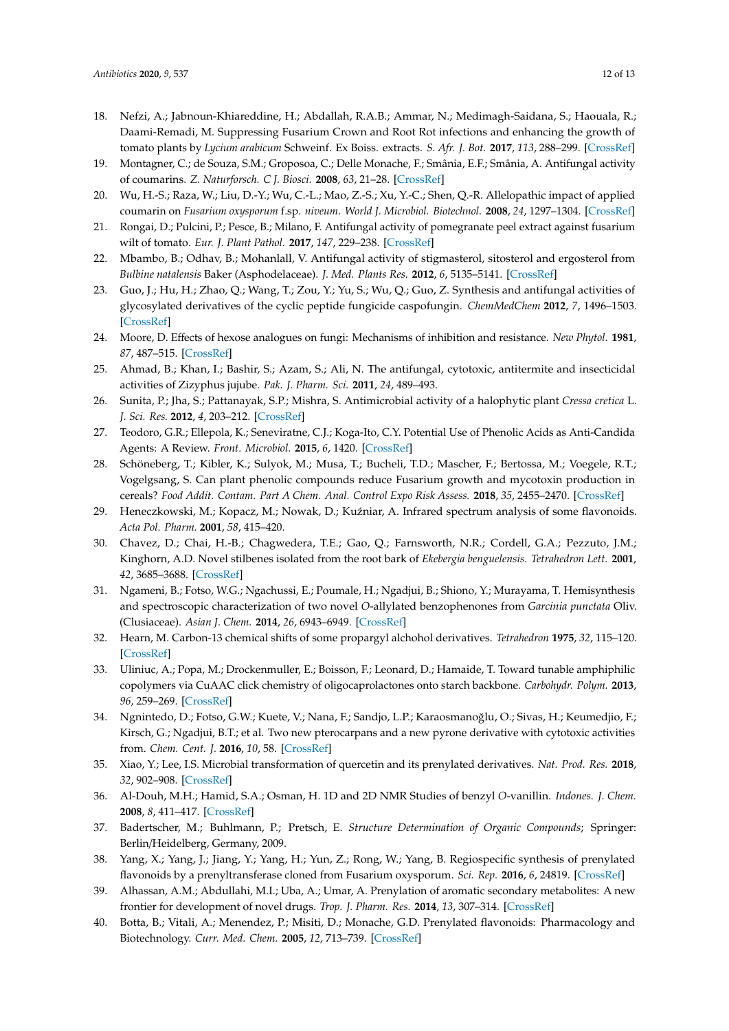18. Nefzi, A.; Jabnoun-Khiareddine, H.; Abdallah, R.A.B.; Ammar, N.; Medimagh-Saidana, S.; Haouala, R.; Daami-Remadi, M. Suppressing Fusarium Crown and Root Rot infections and enhancing the growth of tomato plants by *Lycium arabicum* Schweinf. Ex Boiss. extracts. *S. Afr. J. Bot.* **2017**, *113*, 288–299. [CrossRef]
19. Montagner, C.; de Souza, S.M.; Groposoa, C.; Delle Monache, F.; Smânia, E.F.; Smânia, A. Antifungal activity of coumarins. *Z. Naturforsch. C J. Biosci.* **2008**, *63*, 21–28. [CrossRef]
20. Wu, H.-S.; Raza, W.; Liu, D.-Y.; Wu, C.-L.; Mao, Z.-S.; Xu, Y.-C.; Shen, Q.-R. Allelopathic impact of applied coumarin on *Fusarium oxysporum* f.sp. *niveum*. *World J. Microbiol. Biotechnol.* **2008**, *24*, 1297–1304. [CrossRef]
21. Rongai, D.; Pulcini, P.; Pesce, B.; Milano, F. Antifungal activity of pomegranate peel extract against fusarium wilt of tomato. *Eur. J. Plant Pathol.* **2017**, *147*, 229–238. [CrossRef]
22. Mbambo, B.; Odhav, B.; Mohanlall, V. Antifungal activity of stigmasterol, sitosterol and ergosterol from *Bulbine natalensis* Baker (Asphodelaceae). *J. Med. Plants Res.* **2012**, *6*, 5135–5141. [CrossRef]
23. Guo, J.; Hu, H.; Zhao, Q.; Wang, T.; Zou, Y.; Yu, S.; Wu, Q.; Guo, Z. Synthesis and antifungal activities of glycosylated derivatives of the cyclic peptide fungicide caspofungin. *ChemMedChem* **2012**, *7*, 1496–1503. [CrossRef]
24. Moore, D. Effects of hexose analogues on fungi: Mechanisms of inhibition and resistance. *New Phytol.* **1981**, *87*, 487–515. [CrossRef]
25. Ahmad, B.; Khan, I.; Bashir, S.; Azam, S.; Ali, N. The antifungal, cytotoxic, antitermite and insecticidal activities of Zizyphus jujube. *Pak. J. Pharm. Sci.* **2011**, *24*, 489–493.
26. Sunita, P.; Jha, S.; Pattanayak, S.P.; Mishra, S. Antimicrobial activity of a halophytic plant *Cressa cretica* L. *J. Sci. Res.* **2012**, *4*, 203–212. [CrossRef]
27. Teodoro, G.R.; Ellepola, K.; Seneviratne, C.J.; Koga-Ito, C.Y. Potential Use of Phenolic Acids as Anti-Candida Agents: A Review. *Front. Microbiol.* **2015**, *6*, 1420. [CrossRef]
28. Schöneberg, T.; Kibler, K.; Sulyok, M.; Musa, T.; Bucheli, T.D.; Mascher, F.; Bertossa, M.; Voegele, R.T.; Vogelgsang, S. Can plant phenolic compounds reduce Fusarium growth and mycotoxin production in cereals? *Food Addit. Contam. Part A Chem. Anal. Control Expo Risk Assess.* **2018**, *35*, 2455–2470. [CrossRef]
29. Heneczkowski, M.; Kopacz, M.; Nowak, D.; Kuźniar, A. Infrared spectrum analysis of some flavonoids. *Acta Pol. Pharm.* **2001**, *58*, 415–420.
30. Chavez, D.; Chai, H.-B.; Chagwedera, T.E.; Gao, Q.; Farnsworth, N.R.; Cordell, G.A.; Pezzuto, J.M.; Kinghorn, A.D. Novel stilbenes isolated from the root bark of *Ekebergia benguelensis*. *Tetrahedron Lett.* **2001**, *42*, 3685–3688. [CrossRef]
31. Ngameni, B.; Fotso, W.G.; Ngachussi, E.; Poumale, H.; Ngadjui, B.; Shiono, Y.; Murayama, T. Hemisynthesis and spectroscopic characterization of two novel *O*-allylated benzophenones from *Garcinia punctata* Oliv. (Clusiaceae). *Asian J. Chem.* **2014**, *26*, 6943–6949. [CrossRef]
32. Hearn, M. Carbon-13 chemical shifts of some propargyl alchohol derivatives. *Tetrahedron* **1975**, *32*, 115–120. [CrossRef]
33. Uliniuc, A.; Popa, M.; Drockenmuller, E.; Boisson, F.; Leonard, D.; Hamaide, T. Toward tunable amphiphilic copolymers via CuAAC click chemistry of oligocaprolactones onto starch backbone. *Carbohydr. Polym.* **2013**, *96*, 259–269. [CrossRef]
34. Ngnintedo, D.; Fotso, G.W.; Kuete, V.; Nana, F.; Sandjo, L.P.; Karaosmanoğlu, O.; Sivas, H.; Keumedjio, F.; Kirsch, G.; Ngadjui, B.T.; et al. Two new pterocarpans and a new pyrone derivative with cytotoxic activities from. *Chem. Cent. J.* **2016**, *10*, 58. [CrossRef]
35. Xiao, Y.; Lee, I.S. Microbial transformation of quercetin and its prenylated derivatives. *Nat. Prod. Res.* **2018**, *32*, 902–908. [CrossRef]
36. Al-Douh, M.H.; Hamid, S.A.; Osman, H. 1D and 2D NMR Studies of benzyl *O*-vanillin. *Indones. J. Chem.* **2008**, *8*, 411–417. [CrossRef]
37. Badertscher, M.; Buhlmann, P.; Pretsch, E. *Structure Determination of Organic Compounds*; Springer: Berlin/Heidelberg, Germany, 2009.
38. Yang, X.; Yang, J.; Jiang, Y.; Yang, H.; Yun, Z.; Rong, W.; Yang, B. Regiospecific synthesis of prenylated flavonoids by a prenyltransferase cloned from Fusarium oxysporum. *Sci. Rep.* **2016**, *6*, 24819. [CrossRef]
39. Alhassan, A.M.; Abdullahi, M.I.; Uba, A.; Umar, A. Prenylation of aromatic secondary metabolites: A new frontier for development of novel drugs. *Trop. J. Pharm. Res.* **2014**, *13*, 307–314. [CrossRef]
40. Botta, B.; Vitali, A.; Menendez, P.; Misiti, D.; Monache, G.D. Prenylated flavonoids: Pharmacology and Biotechnology. *Curr. Med. Chem.* **2005**, *12*, 713–739. [CrossRef]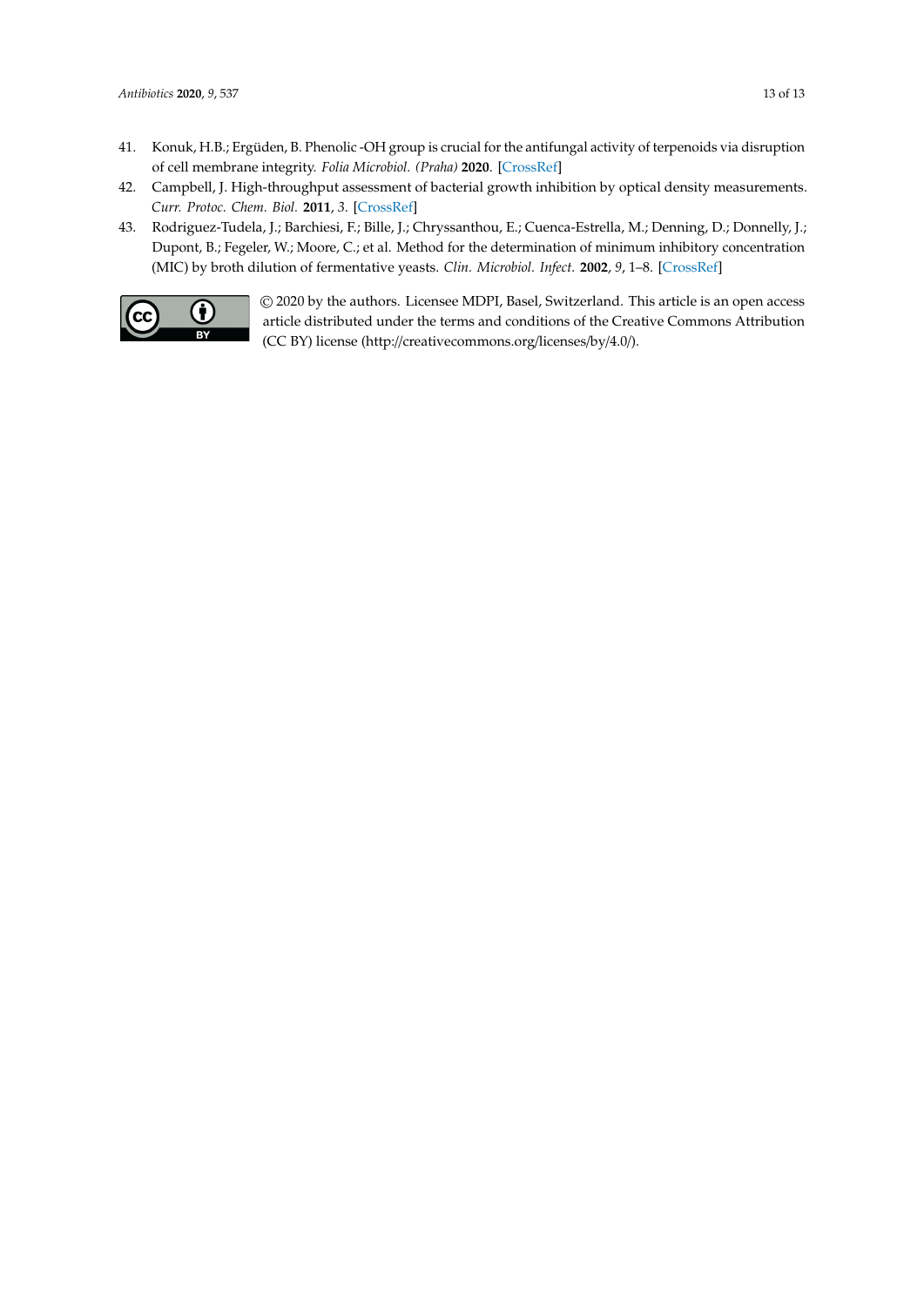41. Konuk, H.B.; Ergüden, B. Phenolic -OH group is crucial for the antifungal activity of terpenoids via disruption of cell membrane integrity. *Folia Microbiol. (Praha)* **2020**. [CrossRef]
42. Campbell, J. High-throughput assessment of bacterial growth inhibition by optical density measurements. *Curr. Protoc. Chem. Biol.* **2011**, *3*. [CrossRef]
43. Rodriguez-Tudela, J.; Barchiesi, F.; Bille, J.; Chryssanthou, E.; Cuenca-Estrella, M.; Denning, D.; Donnelly, J.; Dupont, B.; Fegeler, W.; Moore, C.; et al. Method for the determination of minimum inhibitory concentration (MIC) by broth dilution of fermentative yeasts. *Clin. Microbiol. Infect.* **2002**, *9*, 1–8. [CrossRef]

© 2020 by the authors. Licensee MDPI, Basel, Switzerland. This article is an open access article distributed under the terms and conditions of the Creative Commons Attribution (CC BY) license (http://creativecommons.org/licenses/by/4.0/).